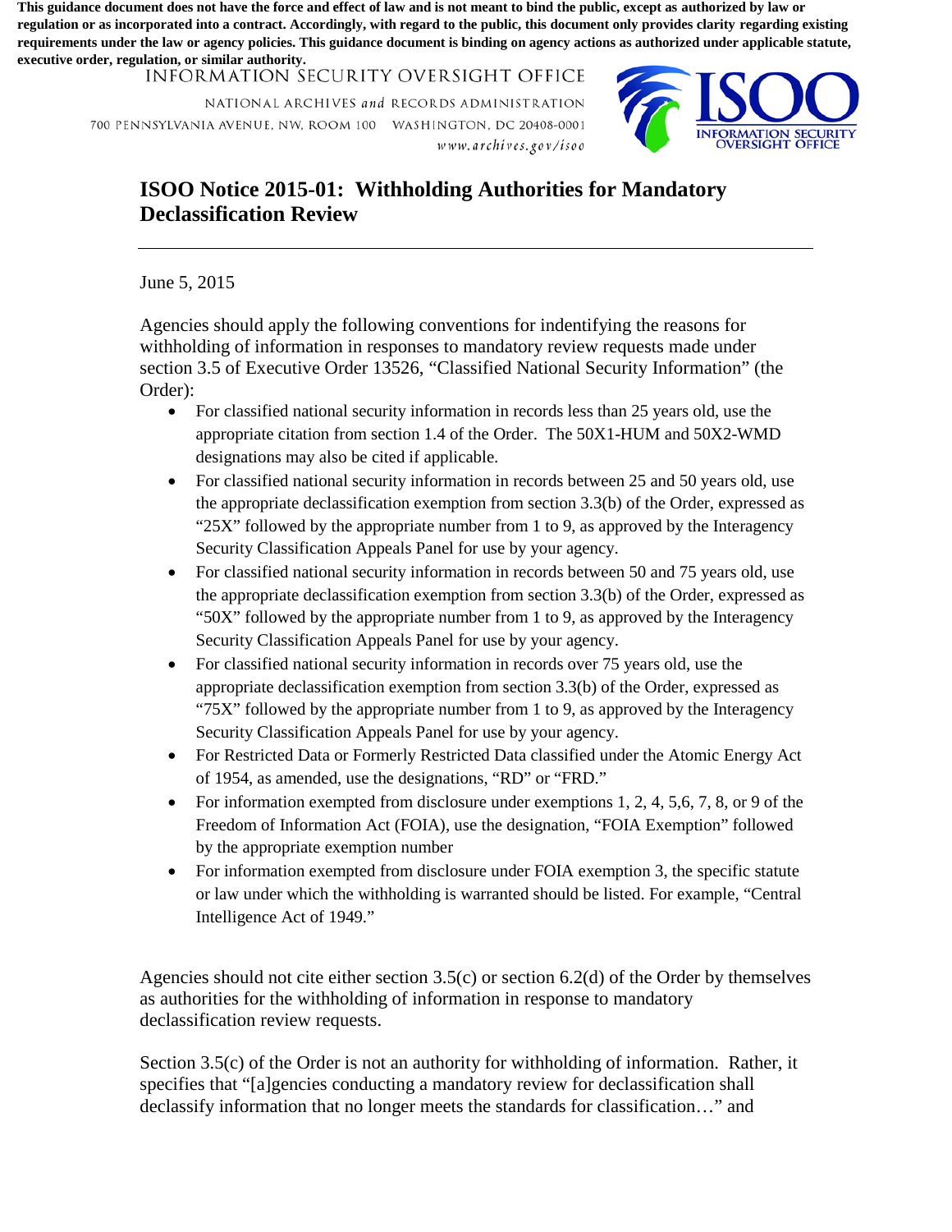**This guidance document does not have the force and effect of law and is not meant to bind the public, except as authorized by law or regulation or as incorporated into a contract. Accordingly, with regard to the public, this document only provides clarity regarding existing requirements under the law or agency policies. This guidance document is binding on agency actions as authorized under applicable statute, executive order, regulation, or similar authority.**

INFORMATION SECURITY OVERSIGHT OFFICE

NATIONAL ARCHIVES *and* RECORDS ADMINISTRATION

700 PENNSYLVANIA AVENUE, NW, ROOM 100 WASHINGTON, DC 20408-0001

*www.archives.gov/isoo*

ISOO INFORMATION SECURITY OVERSIGHT OFFICE

# ISOO Notice 2015-01: Withholding Authorities for Mandatory Declassification Review

June 5, 2015

Agencies should apply the following conventions for indentifying the reasons for withholding of information in responses to mandatory review requests made under section 3.5 of Executive Order 13526, "Classified National Security Information" (the Order):

- For classified national security information in records less than 25 years old, use the appropriate citation from section 1.4 of the Order. The 50X1-HUM and 50X2-WMD designations may also be cited if applicable.
- For classified national security information in records between 25 and 50 years old, use the appropriate declassification exemption from section 3.3(b) of the Order, expressed as "25X" followed by the appropriate number from 1 to 9, as approved by the Interagency Security Classification Appeals Panel for use by your agency.
- For classified national security information in records between 50 and 75 years old, use the appropriate declassification exemption from section 3.3(b) of the Order, expressed as "50X" followed by the appropriate number from 1 to 9, as approved by the Interagency Security Classification Appeals Panel for use by your agency.
- For classified national security information in records over 75 years old, use the appropriate declassification exemption from section 3.3(b) of the Order, expressed as "75X" followed by the appropriate number from 1 to 9, as approved by the Interagency Security Classification Appeals Panel for use by your agency.
- For Restricted Data or Formerly Restricted Data classified under the Atomic Energy Act of 1954, as amended, use the designations, "RD" or "FRD."
- For information exempted from disclosure under exemptions 1, 2, 4, 5,6, 7, 8, or 9 of the Freedom of Information Act (FOIA), use the designation, "FOIA Exemption" followed by the appropriate exemption number
- For information exempted from disclosure under FOIA exemption 3, the specific statute or law under which the withholding is warranted should be listed. For example, "Central Intelligence Act of 1949."

Agencies should not cite either section 3.5(c) or section 6.2(d) of the Order by themselves as authorities for the withholding of information in response to mandatory declassification review requests.

Section 3.5(c) of the Order is not an authority for withholding of information. Rather, it specifies that "[a]gencies conducting a mandatory review for declassification shall declassify information that no longer meets the standards for classification…" and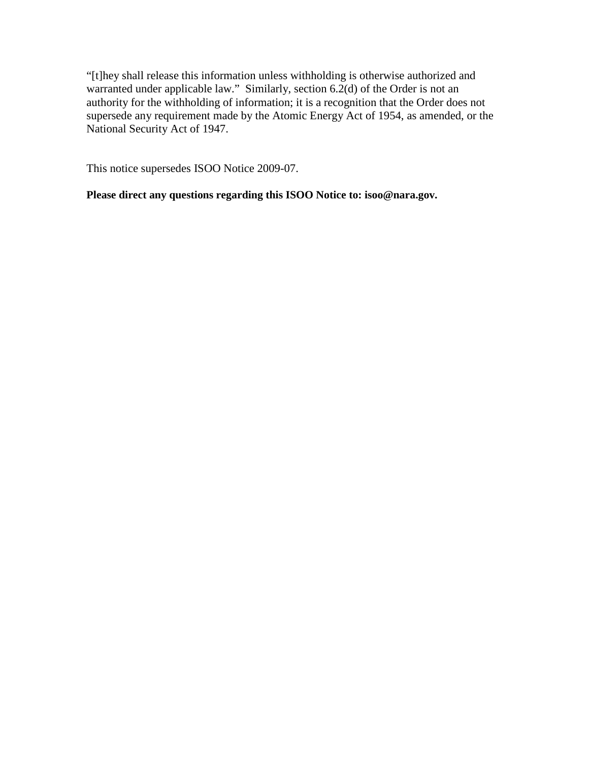"[t]hey shall release this information unless withholding is otherwise authorized and warranted under applicable law." Similarly, section 6.2(d) of the Order is not an authority for the withholding of information; it is a recognition that the Order does not supersede any requirement made by the Atomic Energy Act of 1954, as amended, or the National Security Act of 1947.

This notice supersedes ISOO Notice 2009-07.

**Please direct any questions regarding this ISOO Notice to: isoo@nara.gov.**